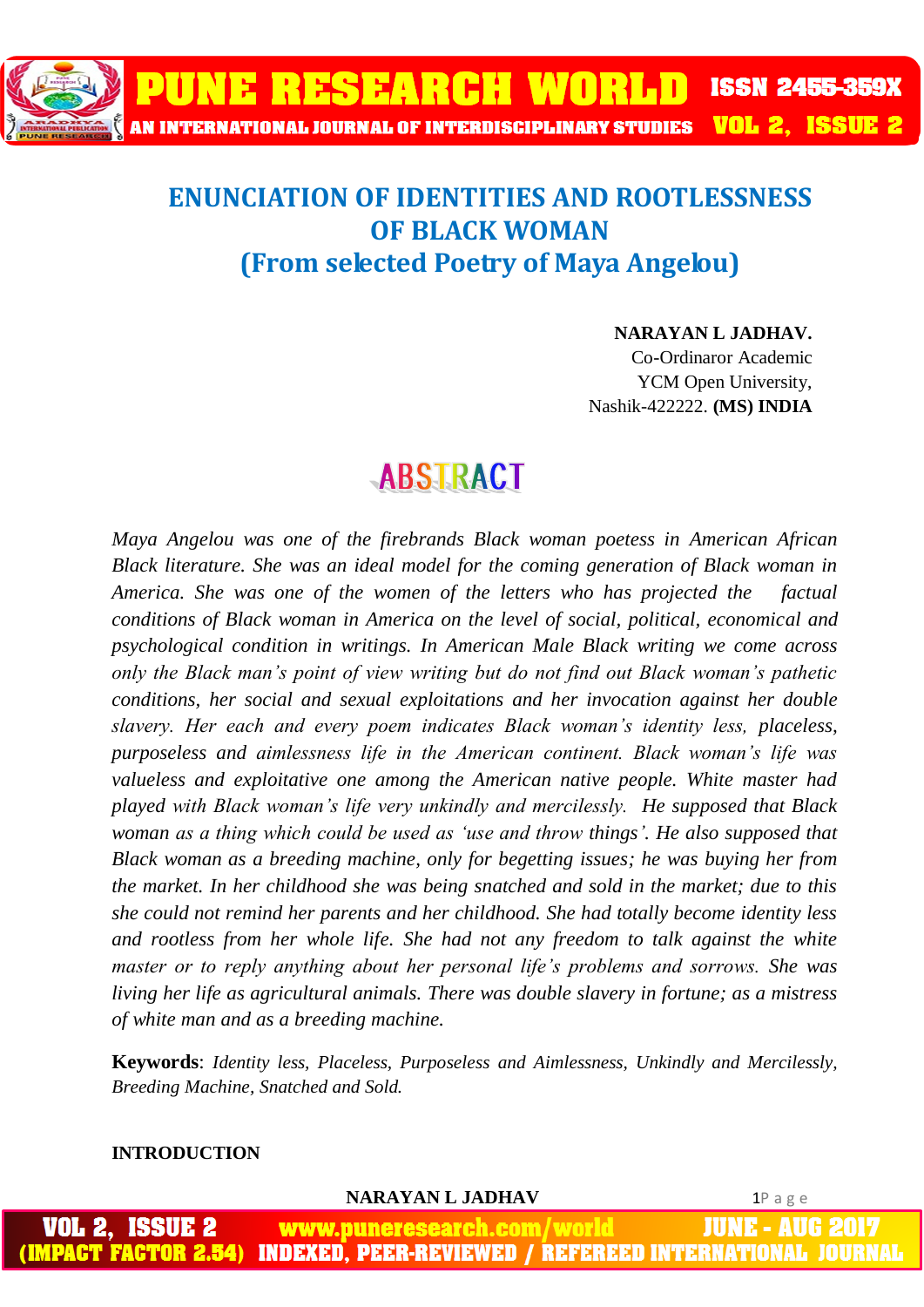# ENUNCIATION OF IDENTITIES AND ROOTLESSNESS OF BLACK WOMAN
## (From selected Poetry of Maya Angelou)

**NARAYAN L JADHAV.**
Co-Ordinaror Academic
YCM Open University,
Nashik-422222. **(MS) INDIA**

## ABSTRACT

*Maya Angelou was one of the firebrands Black woman poetess in American African Black literature. She was an ideal model for the coming generation of Black woman in America. She was one of the women of the letters who has projected the factual conditions of Black woman in America on the level of social, political, economical and psychological condition in writings. In American Male Black writing we come across only the Black man's point of view writing but do not find out Black woman's pathetic conditions, her social and sexual exploitations and her invocation against her double slavery. Her each and every poem indicates Black woman's identity less, placeless, purposeless and aimlessness life in the American continent. Black woman's life was valueless and exploitative one among the American native people. White master had played with Black woman's life very unkindly and mercilessly. He supposed that Black woman as a thing which could be used as 'use and throw things'. He also supposed that Black woman as a breeding machine, only for begetting issues; he was buying her from the market. In her childhood she was being snatched and sold in the market; due to this she could not remind her parents and her childhood. She had totally become identity less and rootless from her whole life. She had not any freedom to talk against the white master or to reply anything about her personal life's problems and sorrows. She was living her life as agricultural animals. There was double slavery in fortune; as a mistress of white man and as a breeding machine.*

**Keywords**: *Identity less, Placeless, Purposeless and Aimlessness, Unkindly and Mercilessly, Breeding Machine, Snatched and Sold.*

**INTRODUCTION**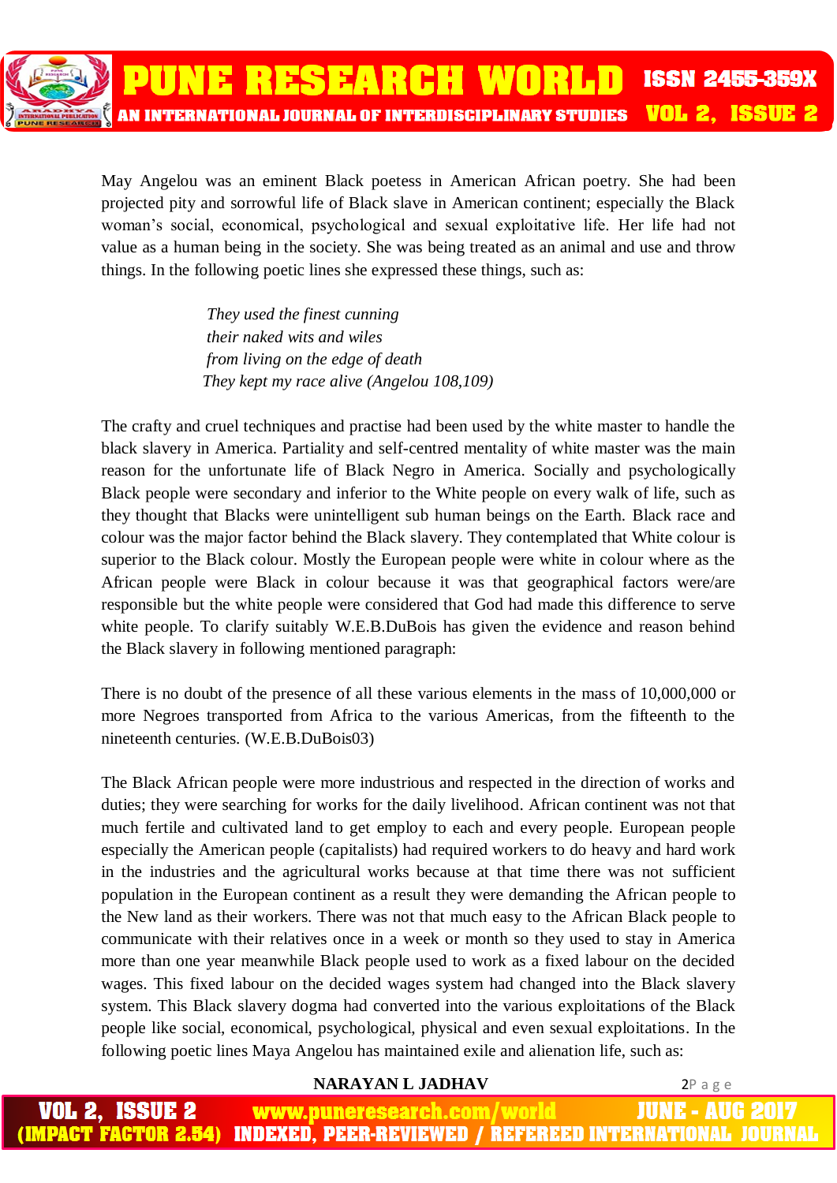May Angelou was an eminent Black poetess in American African poetry. She had been projected pity and sorrowful life of Black slave in American continent; especially the Black woman's social, economical, psychological and sexual exploitative life. Her life had not value as a human being in the society. She was being treated as an animal and use and throw things. In the following poetic lines she expressed these things, such as:

> *They used the finest cunning*
> *their naked wits and wiles*
> *from living on the edge of death*
> *They kept my race alive (Angelou 108,109)*

The crafty and cruel techniques and practise had been used by the white master to handle the black slavery in America. Partiality and self-centred mentality of white master was the main reason for the unfortunate life of Black Negro in America. Socially and psychologically Black people were secondary and inferior to the White people on every walk of life, such as they thought that Blacks were unintelligent sub human beings on the Earth. Black race and colour was the major factor behind the Black slavery. They contemplated that White colour is superior to the Black colour. Mostly the European people were white in colour where as the African people were Black in colour because it was that geographical factors were/are responsible but the white people were considered that God had made this difference to serve white people. To clarify suitably W.E.B.DuBois has given the evidence and reason behind the Black slavery in following mentioned paragraph:

There is no doubt of the presence of all these various elements in the mass of 10,000,000 or more Negroes transported from Africa to the various Americas, from the fifteenth to the nineteenth centuries. (W.E.B.DuBois03)

The Black African people were more industrious and respected in the direction of works and duties; they were searching for works for the daily livelihood. African continent was not that much fertile and cultivated land to get employ to each and every people. European people especially the American people (capitalists) had required workers to do heavy and hard work in the industries and the agricultural works because at that time there was not sufficient population in the European continent as a result they were demanding the African people to the New land as their workers. There was not that much easy to the African Black people to communicate with their relatives once in a week or month so they used to stay in America more than one year meanwhile Black people used to work as a fixed labour on the decided wages. This fixed labour on the decided wages system had changed into the Black slavery system. This Black slavery dogma had converted into the various exploitations of the Black people like social, economical, psychological, physical and even sexual exploitations. In the following poetic lines Maya Angelou has maintained exile and alienation life, such as: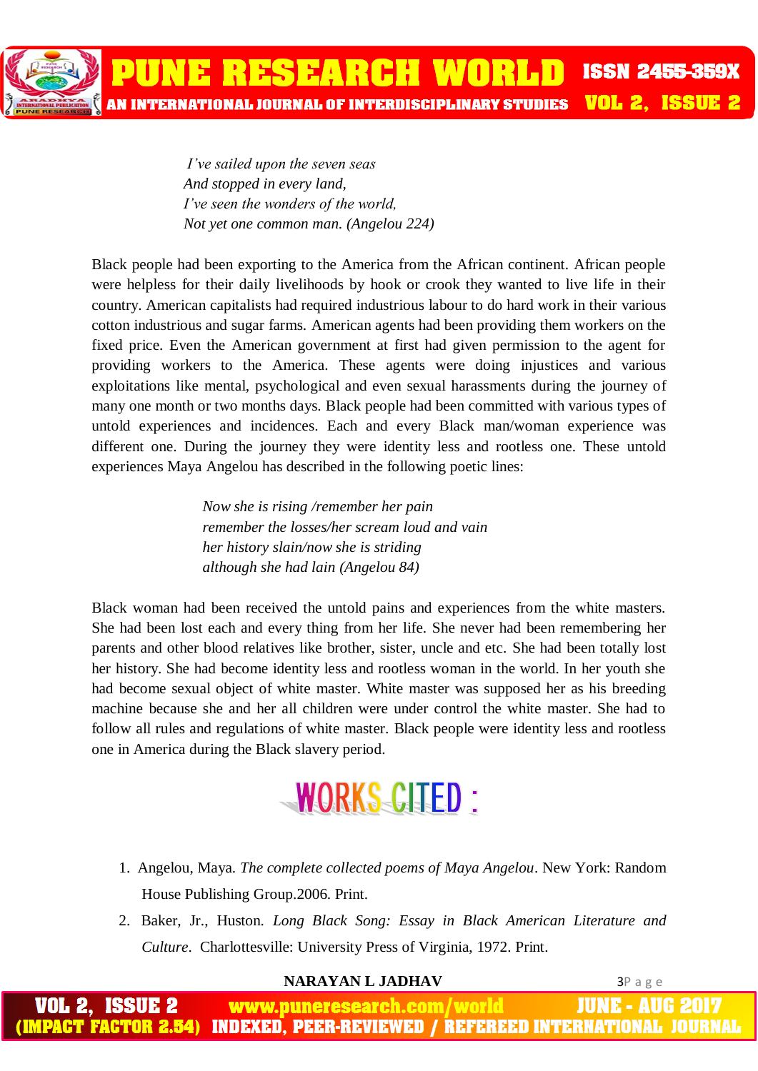*I've sailed upon the seven seas*
*And stopped in every land,*
*I've seen the wonders of the world,*
*Not yet one common man. (Angelou 224)*

Black people had been exporting to the America from the African continent. African people were helpless for their daily livelihoods by hook or crook they wanted to live life in their country. American capitalists had required industrious labour to do hard work in their various cotton industrious and sugar farms. American agents had been providing them workers on the fixed price. Even the American government at first had given permission to the agent for providing workers to the America. These agents were doing injustices and various exploitations like mental, psychological and even sexual harassments during the journey of many one month or two months days. Black people had been committed with various types of untold experiences and incidences. Each and every Black man/woman experience was different one. During the journey they were identity less and rootless one. These untold experiences Maya Angelou has described in the following poetic lines:

*Now she is rising /remember her pain*
*remember the losses/her scream loud and vain*
*her history slain/now she is striding*
*although she had lain (Angelou 84)*

Black woman had been received the untold pains and experiences from the white masters. She had been lost each and every thing from her life. She never had been remembering her parents and other blood relatives like brother, sister, uncle and etc. She had been totally lost her history. She had become identity less and rootless woman in the world. In her youth she had become sexual object of white master. White master was supposed her as his breeding machine because she and her all children were under control the white master. She had to follow all rules and regulations of white master. Black people were identity less and rootless one in America during the Black slavery period.

## WORKS CITED :

1. Angelou, Maya. *The complete collected poems of Maya Angelou*. New York: Random House Publishing Group.2006. Print.
2. Baker, Jr., Huston. *Long Black Song: Essay in Black American Literature and Culture*. Charlottesville: University Press of Virginia, 1972. Print.

**NARAYAN L JADHAV**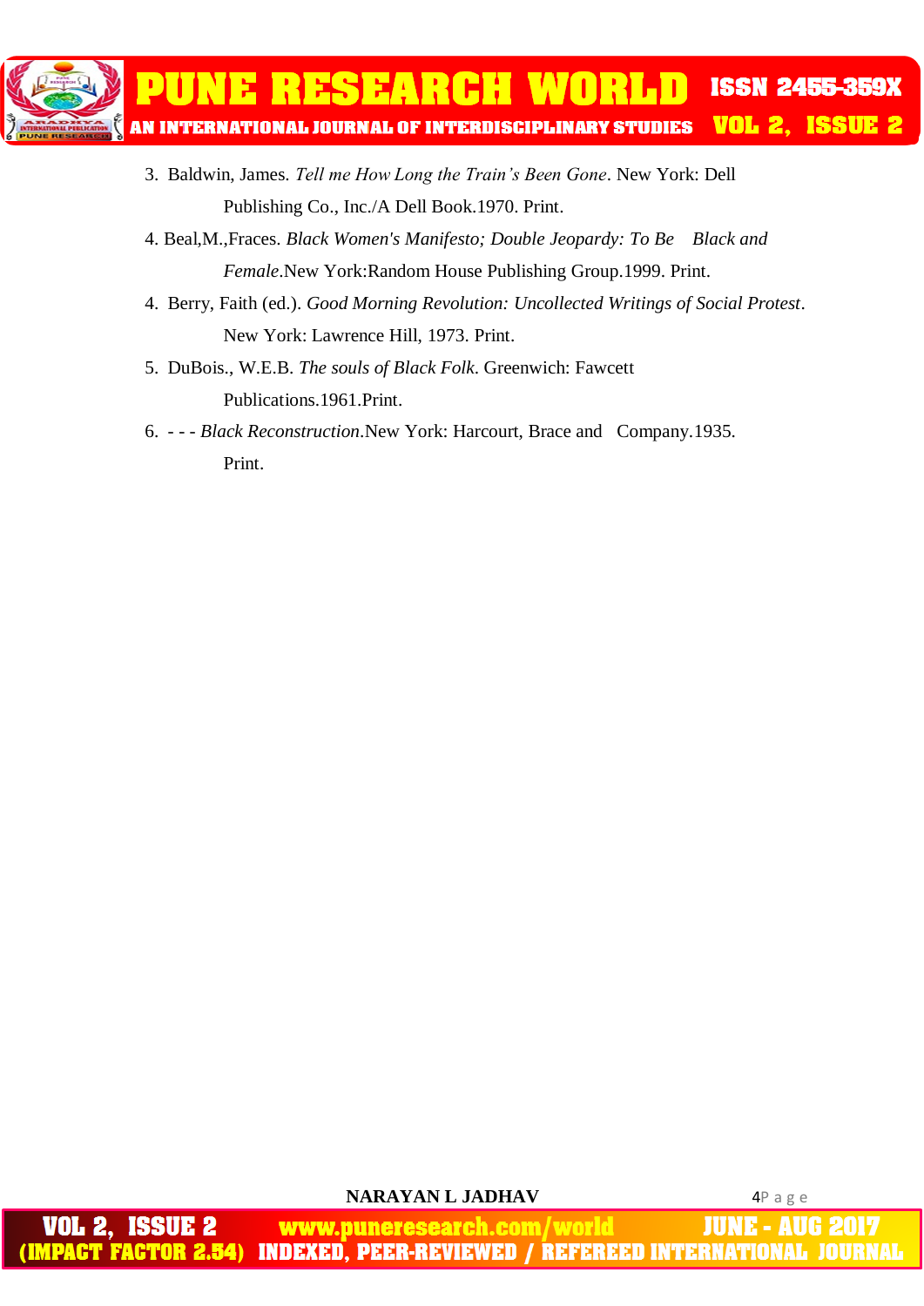3. Baldwin, James. *Tell me How Long the Train's Been Gone*. New York: Dell Publishing Co., Inc./A Dell Book.1970. Print.
4. Beal,M.,Fraces. *Black Women's Manifesto; Double Jeopardy: To Be Black and Female*.New York:Random House Publishing Group.1999. Print.
4. Berry, Faith (ed.). *Good Morning Revolution: Uncollected Writings of Social Protest*. New York: Lawrence Hill, 1973. Print.
5. DuBois., W.E.B. *The souls of Black Folk*. Greenwich: Fawcett Publications.1961.Print.
6. - - - *Black Reconstruction*.New York: Harcourt, Brace and Company.1935. Print.